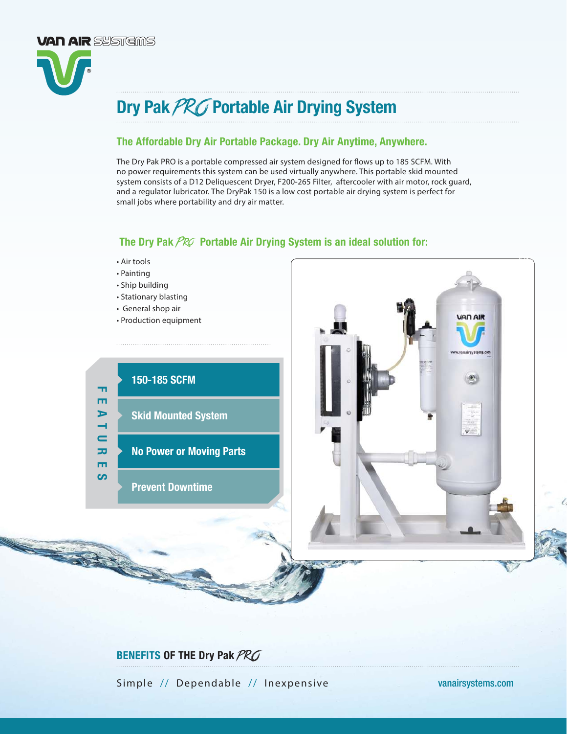VAN AIR SYSTEMS

# Dry Pak PRO Portable Air Drying System

## The Affordable Dry Air Portable Package. Dry Air Anytime, Anywhere.

The Dry Pak PRO is a portable compressed air system designed for flows up to 185 SCFM. With no power requirements this system can be used virtually anywhere. This portable skid mounted system consists of a D12 Deliquescent Dryer, F200-265 Filter, aftercooler with air motor, rock guard, and a regulator lubricator. The DryPak 150 is a low cost portable air drying system is perfect for small jobs where portability and dry air matter.

## The Dry Pak PRO Portable Air Drying System is an ideal solution for:

- Air tools
- Painting
- Ship building
- Stationary blasting
- General shop air
- Production equipment

### FEATURES

- **150-185 SCFM**
- **Skid Mounted System**
- **No Power or Moving Parts**
- **Prevent Downtime**

## BENEFITS OF THE Dry Pak PRO

Simple // Dependable // Inexpensive

vanairsystems.com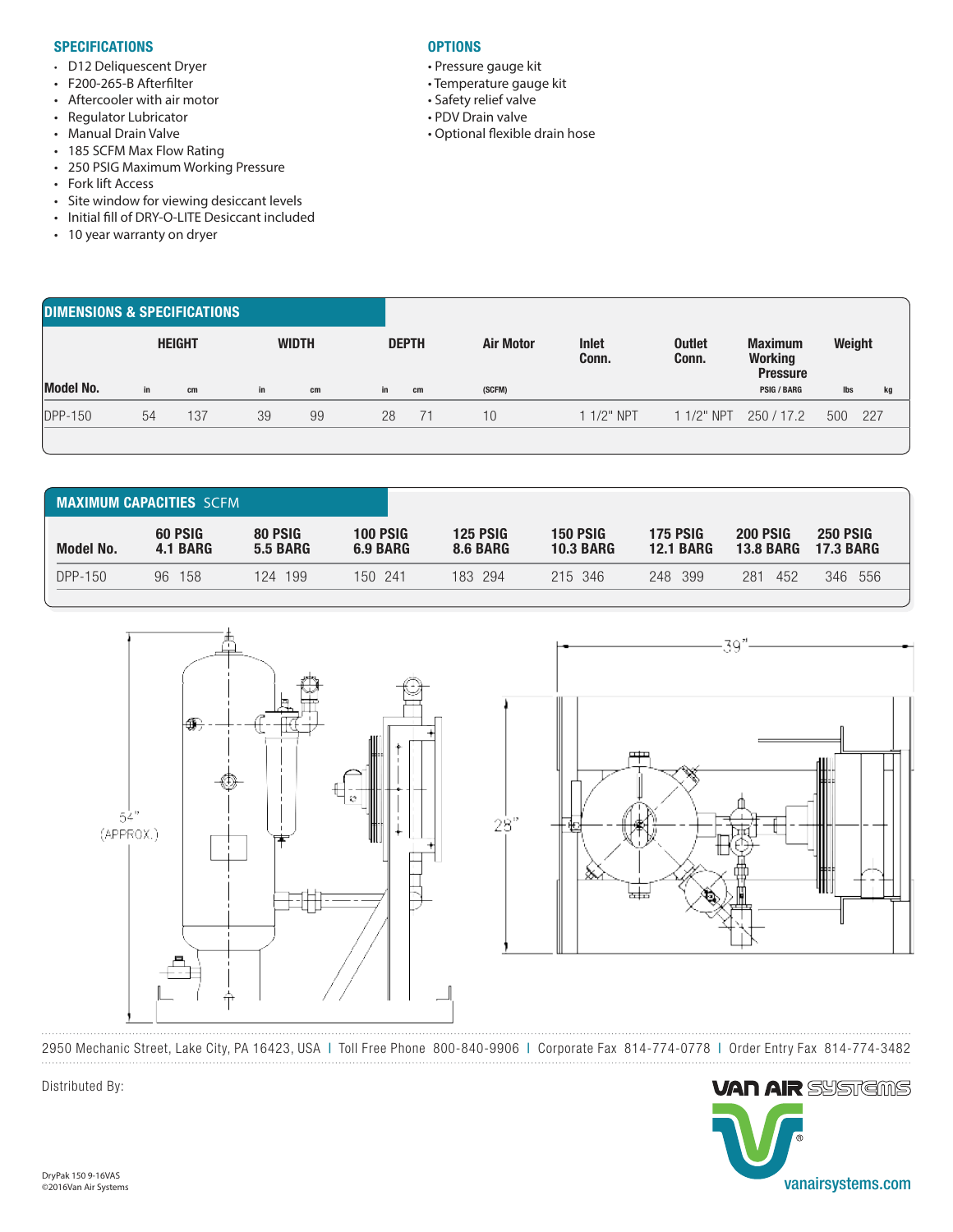## SPECIFICATIONS

- D12 Deliquescent Dryer
- F200-265-B Afterfilter
- Aftercooler with air motor
- Regulator Lubricator
- Manual Drain Valve
- 185 SCFM Max Flow Rating
- 250 PSIG Maximum Working Pressure
- Fork lift Access
- Site window for viewing desiccant levels
- Initial fill of DRY-O-LITE Desiccant included
- 10 year warranty on dryer

## OPTIONS

- Pressure gauge kit
- Temperature gauge kit
- Safety relief valve
- PDV Drain valve
- Optional flexible drain hose

## DIMENSIONS & SPECIFICATIONS

| Model No. | HEIGHT | | WIDTH | | DEPTH | | Air Motor | Inlet Conn. | Outlet Conn. | Maximum Working Pressure | Weight | |
|---|---|---|---|---|---|---|---|---|---|---|---|---|
| | in | cm | in | cm | in | cm | (SCFM) | | | PSIG / BARG | lbs | kg |
| DPP-150 | 54 | 137 | 39 | 99 | 28 | 71 | 10 | 1 1/2" NPT | 1 1/2" NPT | 250 / 17.2 | 500 | 227 |

## MAXIMUM CAPACITIES SCFM

| Model No. | 60 PSIG 4.1 BARG | | 80 PSIG 5.5 BARG | | 100 PSIG 6.9 BARG | | 125 PSIG 8.6 BARG | | 150 PSIG 10.3 BARG | | 175 PSIG 12.1 BARG | | 200 PSIG 13.8 BARG | | 250 PSIG 17.3 BARG | |
|---|---|---|---|---|---|---|---|---|---|---|---|---|---|---|---|---|
| DPP-150 | 96 | 158 | 124 | 199 | 150 | 241 | 183 | 294 | 215 | 346 | 248 | 399 | 281 | 452 | 346 | 556 |

54" (APPROX.)

39"

28"

2950 Mechanic Street, Lake City, PA 16423, USA | Toll Free Phone 800-840-9906 | Corporate Fax 814-774-0778 | Order Entry Fax 814-774-3482

Distributed By:

VAN AIR SYSTEMS

vanairsystems.com

DryPak 150 9-16VAS
©2016Van Air Systems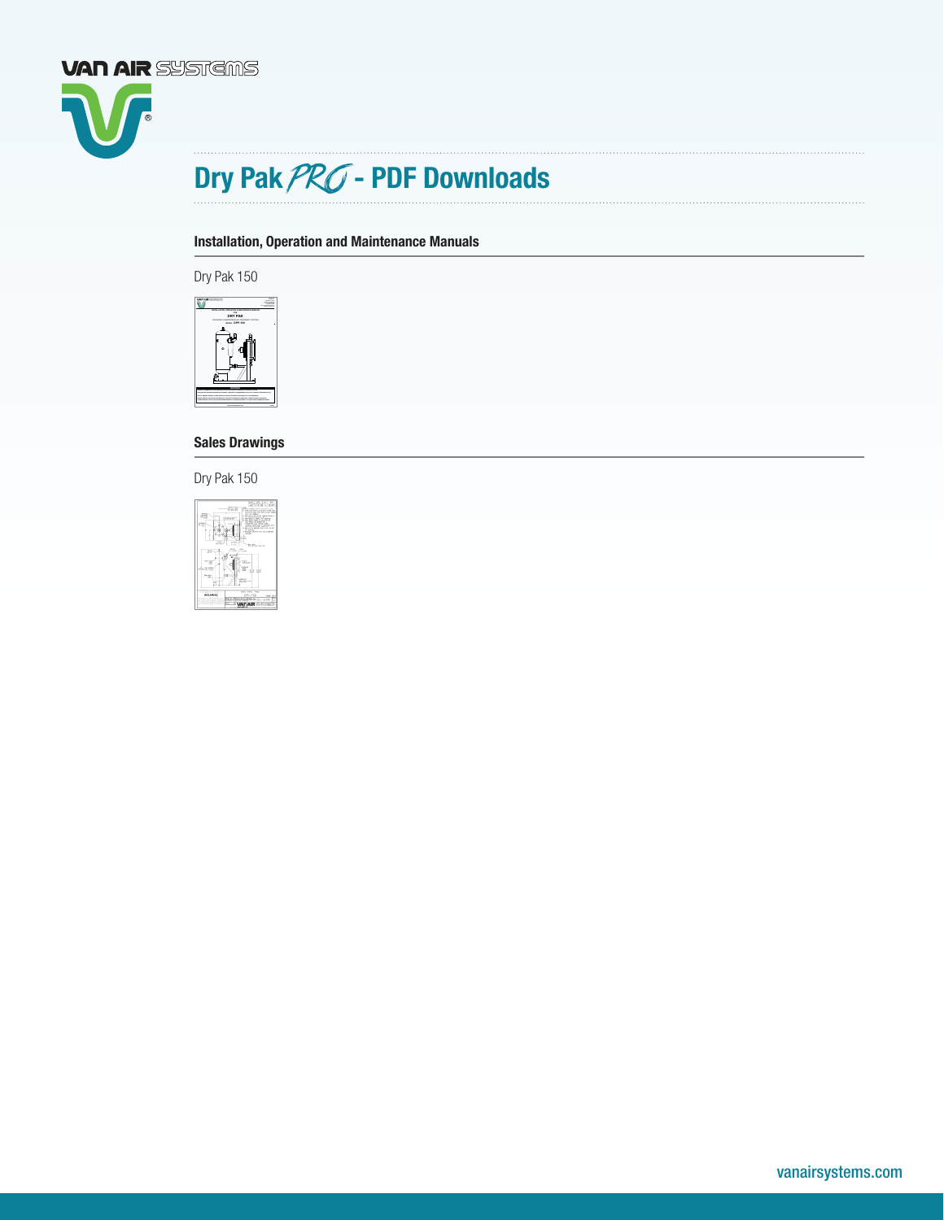# Dry Pak *PRO* - PDF Downloads

### Installation, Operation and Maintenance Manuals

Dry Pak 150

### Sales Drawings

Dry Pak 150

vanairsystems.com